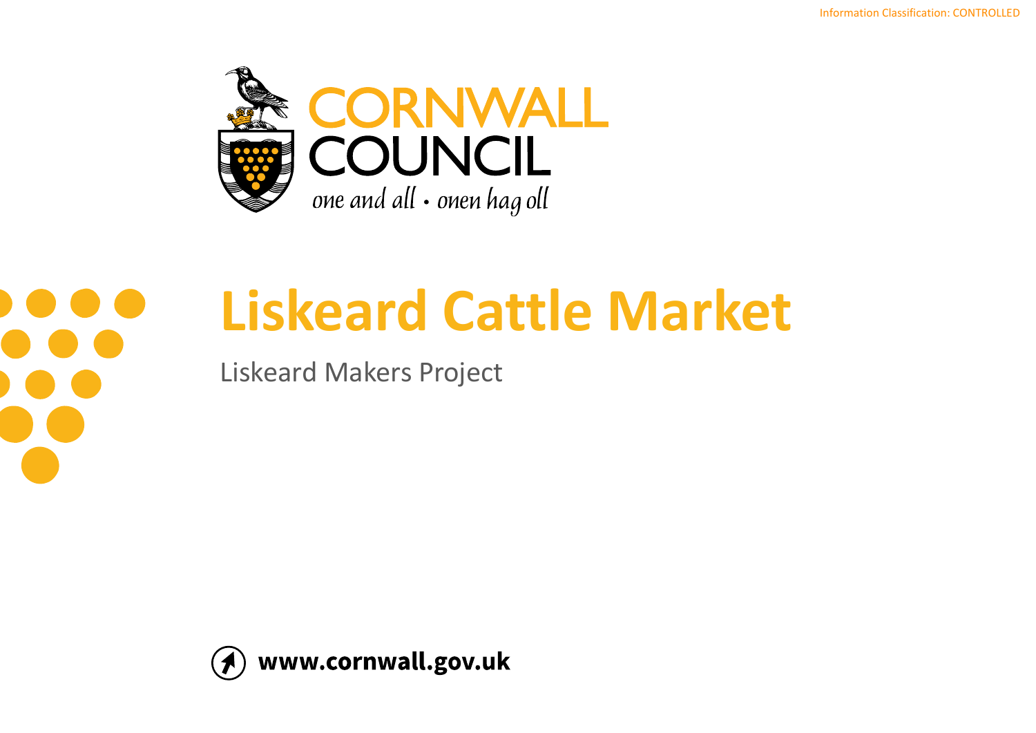Information Classification: CONTROLLED

CORNWALL COUNCIL

*one and all • onen hag oll*

# Liskeard Cattle Market

Liskeard Makers Project

www.cornwall.gov.uk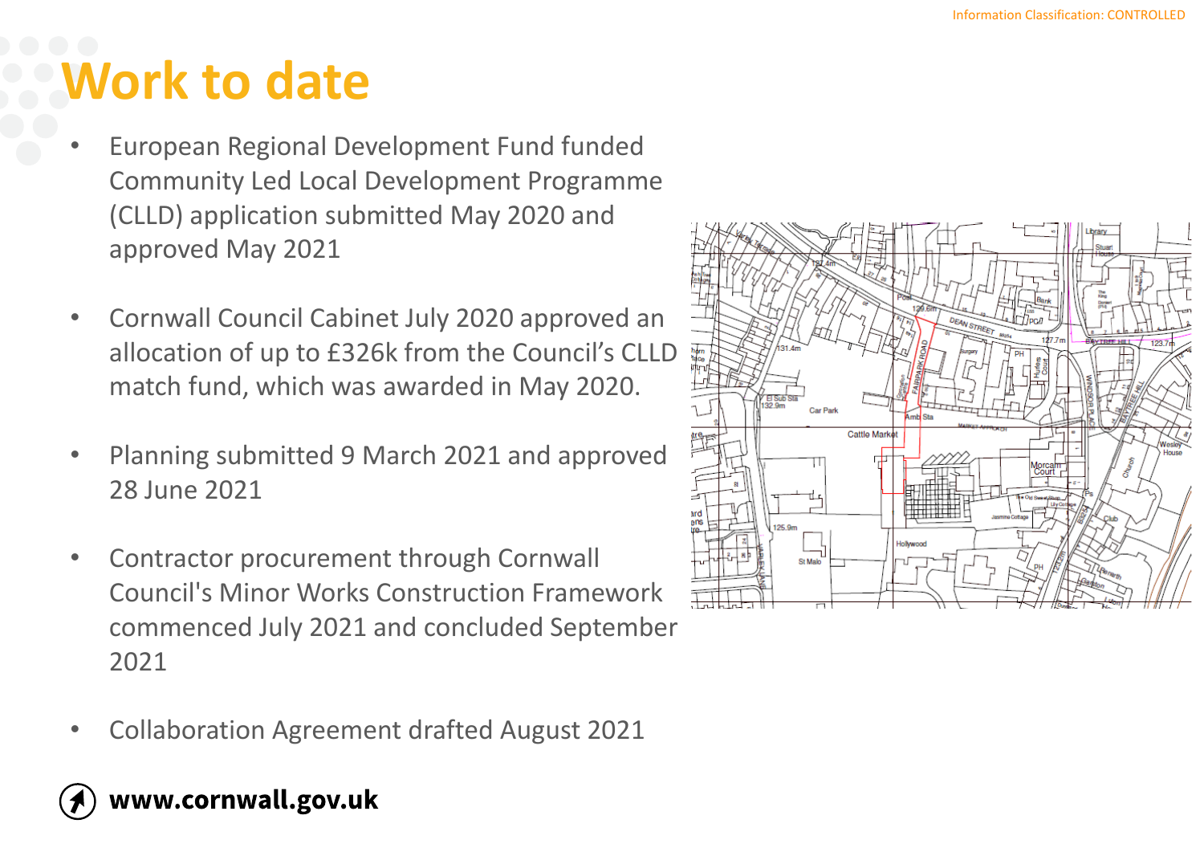# Work to date

- European Regional Development Fund funded Community Led Local Development Programme (CLLD) application submitted May 2020 and approved May 2021
- Cornwall Council Cabinet July 2020 approved an allocation of up to £326k from the Council's CLLD match fund, which was awarded in May 2020.
- Planning submitted 9 March 2021 and approved 28 June 2021
- Contractor procurement through Cornwall Council's Minor Works Construction Framework commenced July 2021 and concluded September 2021
- Collaboration Agreement drafted August 2021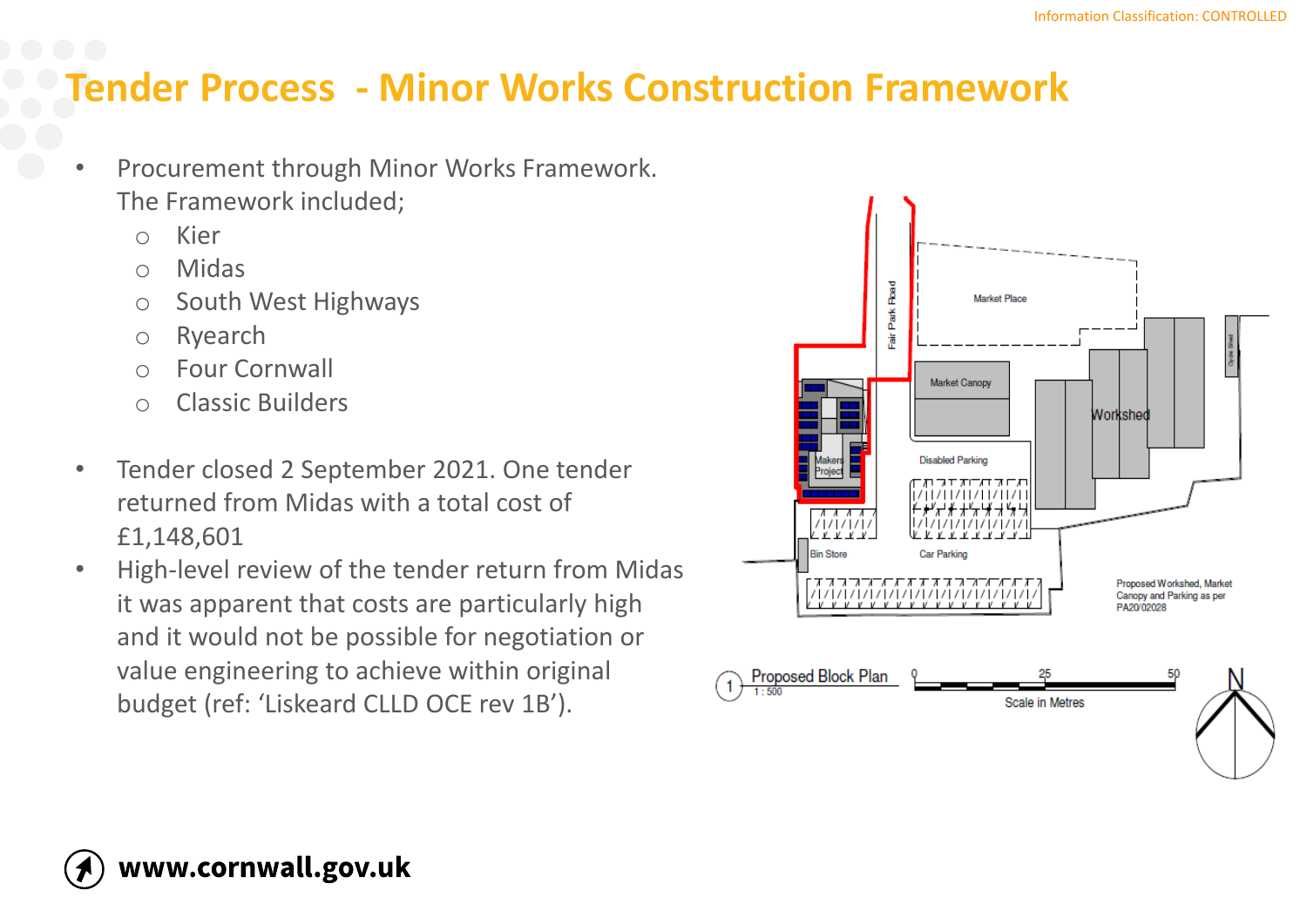# Tender Process - Minor Works Construction Framework

- Procurement through Minor Works Framework. The Framework included;
  - Kier
  - Midas
  - South West Highways
  - Ryearch
  - Four Cornwall
  - Classic Builders
- Tender closed 2 September 2021. One tender returned from Midas with a total cost of £1,148,601
- High-level review of the tender return from Midas it was apparent that costs are particularly high and it would not be possible for negotiation or value engineering to achieve within original budget (ref: 'Liskeard CLLD OCE rev 1B').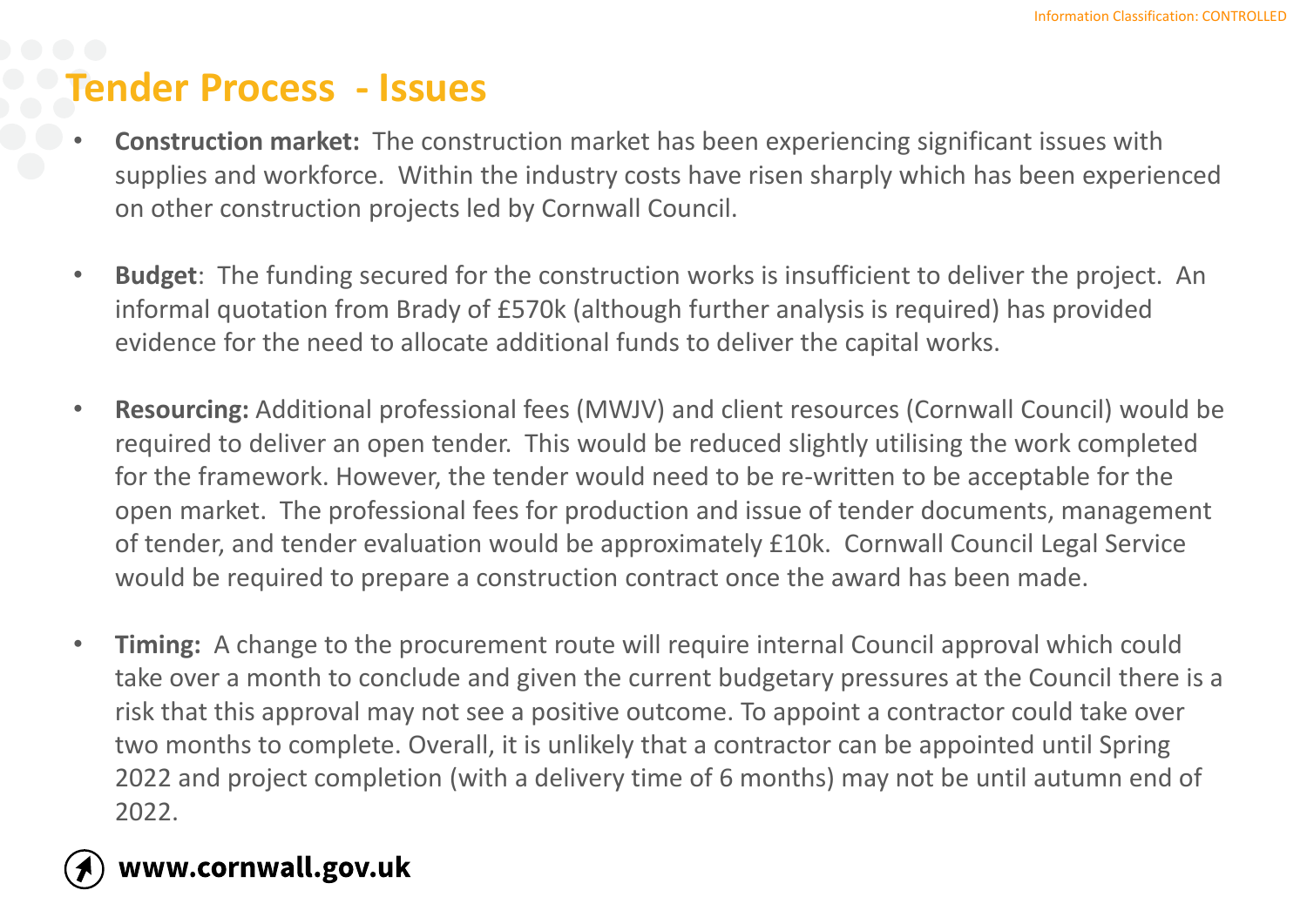# Tender Process - Issues

- **Construction market:** The construction market has been experiencing significant issues with supplies and workforce. Within the industry costs have risen sharply which has been experienced on other construction projects led by Cornwall Council.
- **Budget**: The funding secured for the construction works is insufficient to deliver the project. An informal quotation from Brady of £570k (although further analysis is required) has provided evidence for the need to allocate additional funds to deliver the capital works.
- **Resourcing:** Additional professional fees (MWJV) and client resources (Cornwall Council) would be required to deliver an open tender. This would be reduced slightly utilising the work completed for the framework. However, the tender would need to be re-written to be acceptable for the open market. The professional fees for production and issue of tender documents, management of tender, and tender evaluation would be approximately £10k. Cornwall Council Legal Service would be required to prepare a construction contract once the award has been made.
- **Timing:** A change to the procurement route will require internal Council approval which could take over a month to conclude and given the current budgetary pressures at the Council there is a risk that this approval may not see a positive outcome. To appoint a contractor could take over two months to complete. Overall, it is unlikely that a contractor can be appointed until Spring 2022 and project completion (with a delivery time of 6 months) may not be until autumn end of 2022.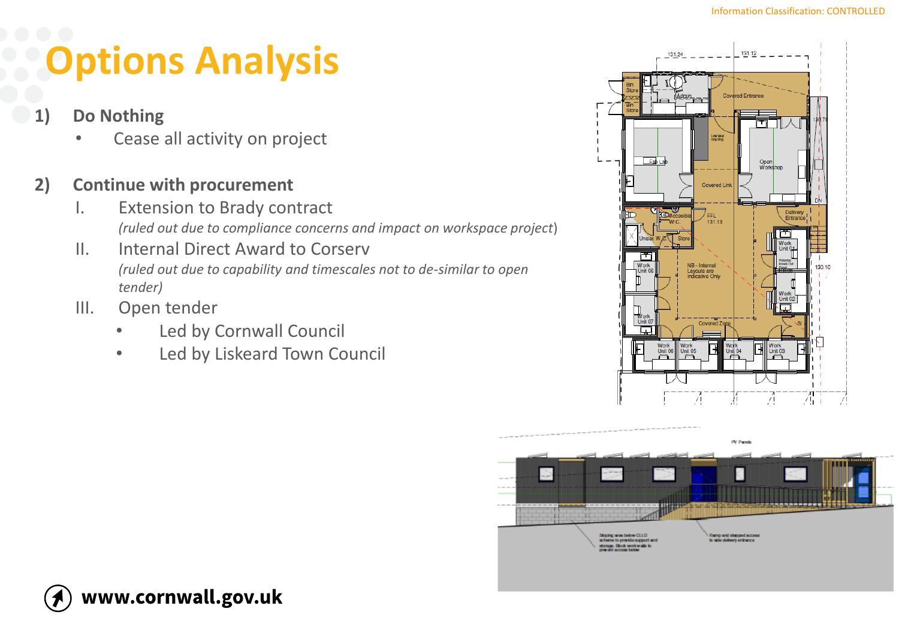# Options Analysis

1) **Do Nothing**
   - Cease all activity on project

2) **Continue with procurement**
   I. Extension to Brady contract
   *(ruled out due to compliance concerns and impact on workspace project)*
   II. Internal Direct Award to Corserv
   *(ruled out due to capability and timescales not to de-similar to open tender)*
   III. Open tender
   - Led by Cornwall Council
   - Led by Liskeard Town Council

www.cornwall.gov.uk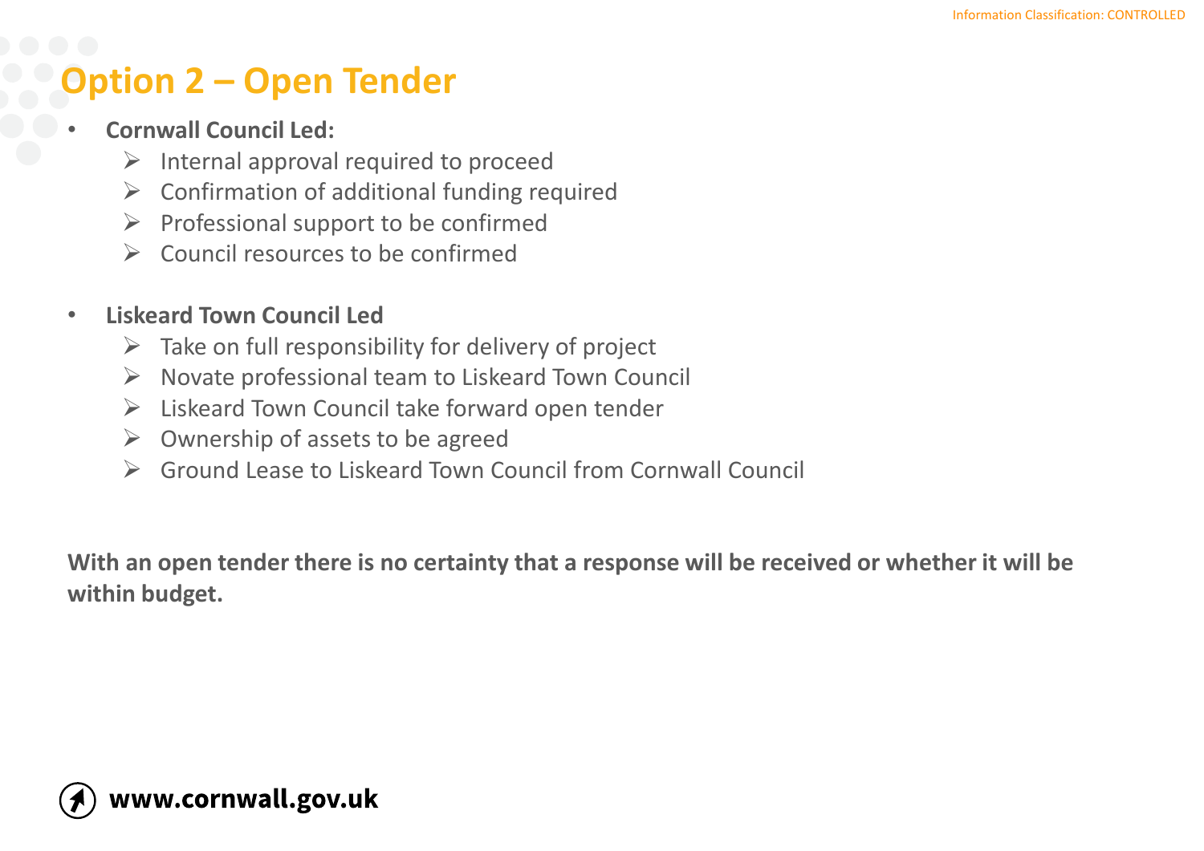# Option 2 – Open Tender

- **Cornwall Council Led:**
  - Internal approval required to proceed
  - Confirmation of additional funding required
  - Professional support to be confirmed
  - Council resources to be confirmed

- **Liskeard Town Council Led**
  - Take on full responsibility for delivery of project
  - Novate professional team to Liskeard Town Council
  - Liskeard Town Council take forward open tender
  - Ownership of assets to be agreed
  - Ground Lease to Liskeard Town Council from Cornwall Council

**With an open tender there is no certainty that a response will be received or whether it will be within budget.**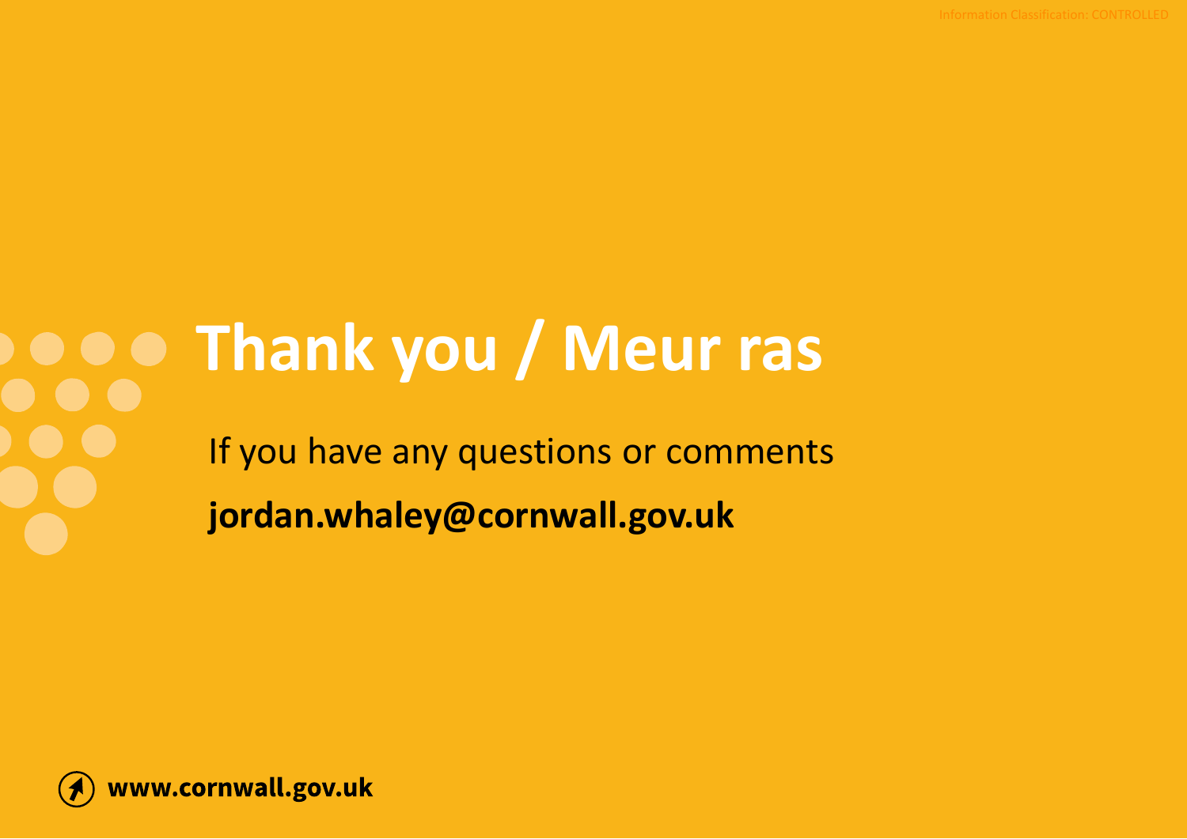Information Classification: CONTROLLED

# Thank you / Meur ras

If you have any questions or comments

**jordan.whaley@cornwall.gov.uk**

**www.cornwall.gov.uk**